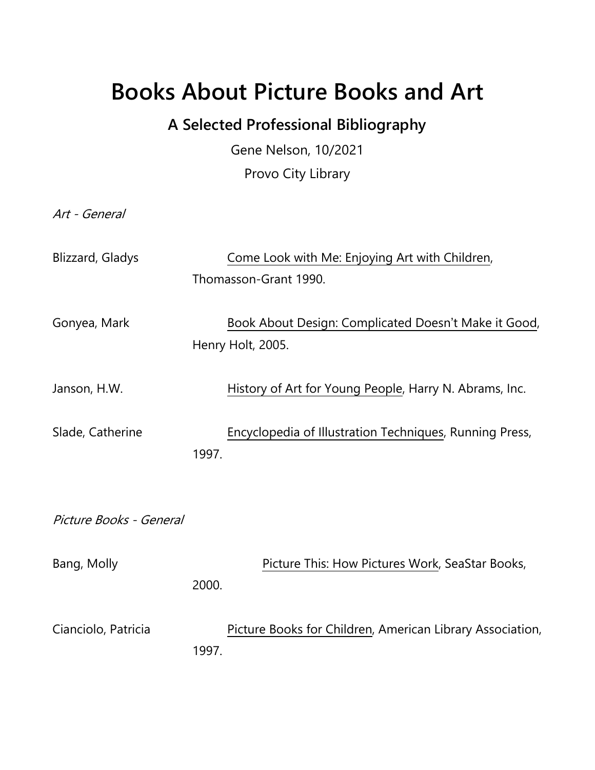# Books About Picture Books and Art

## A Selected Professional Bibliography

Gene Nelson, 10/2021

Provo City Library

*Art - General*

Blizzard, Gladys — Come Look with Me: Enjoying Art with Children, Thomasson-Grant 1990.

Gonyea, Mark — Book About Design: Complicated Doesn't Make it Good, Henry Holt, 2005.

Janson, H.W. — History of Art for Young People, Harry N. Abrams, Inc.

Slade, Catherine — Encyclopedia of Illustration Techniques, Running Press, 1997.

*Picture Books - General*

Bang, Molly — Picture This: How Pictures Work, SeaStar Books, 2000.

Cianciolo, Patricia — Picture Books for Children, American Library Association, 1997.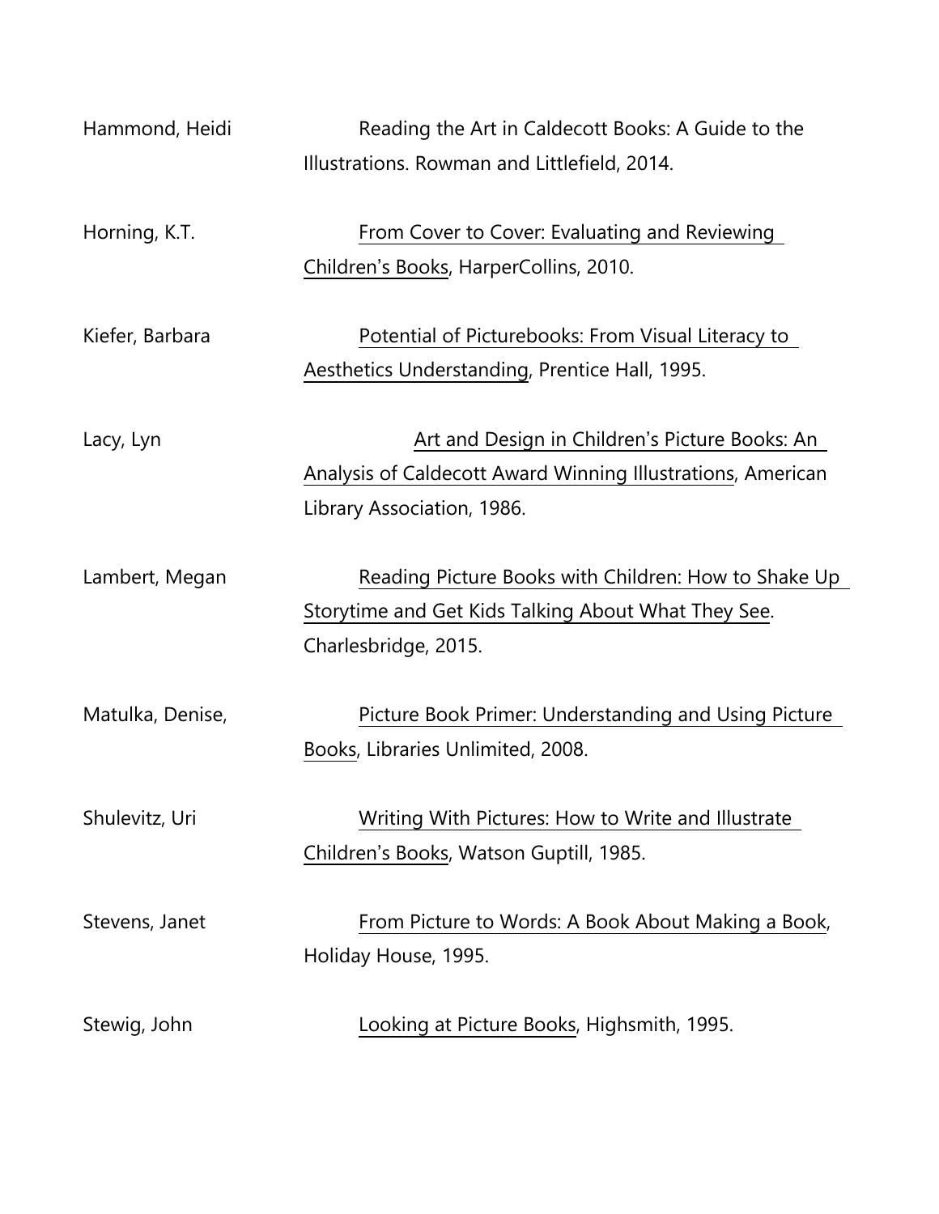Hammond, Heidi Reading the Art in Caldecott Books: A Guide to the Illustrations. Rowman and Littlefield, 2014.

Horning, K.T. <u>From Cover to Cover: Evaluating and Reviewing Children's Books</u>, HarperCollins, 2010.

Kiefer, Barbara <u>Potential of Picturebooks: From Visual Literacy to Aesthetics Understanding</u>, Prentice Hall, 1995.

Lacy, Lyn <u>Art and Design in Children's Picture Books: An Analysis of Caldecott Award Winning Illustrations</u>, American Library Association, 1986.

Lambert, Megan <u>Reading Picture Books with Children: How to Shake Up Storytime and Get Kids Talking About What They See</u>. Charlesbridge, 2015.

Matulka, Denise, <u>Picture Book Primer: Understanding and Using Picture Books</u>, Libraries Unlimited, 2008.

Shulevitz, Uri <u>Writing With Pictures: How to Write and Illustrate Children's Books</u>, Watson Guptill, 1985.

Stevens, Janet <u>From Picture to Words: A Book About Making a Book</u>, Holiday House, 1995.

Stewig, John <u>Looking at Picture Books</u>, Highsmith, 1995.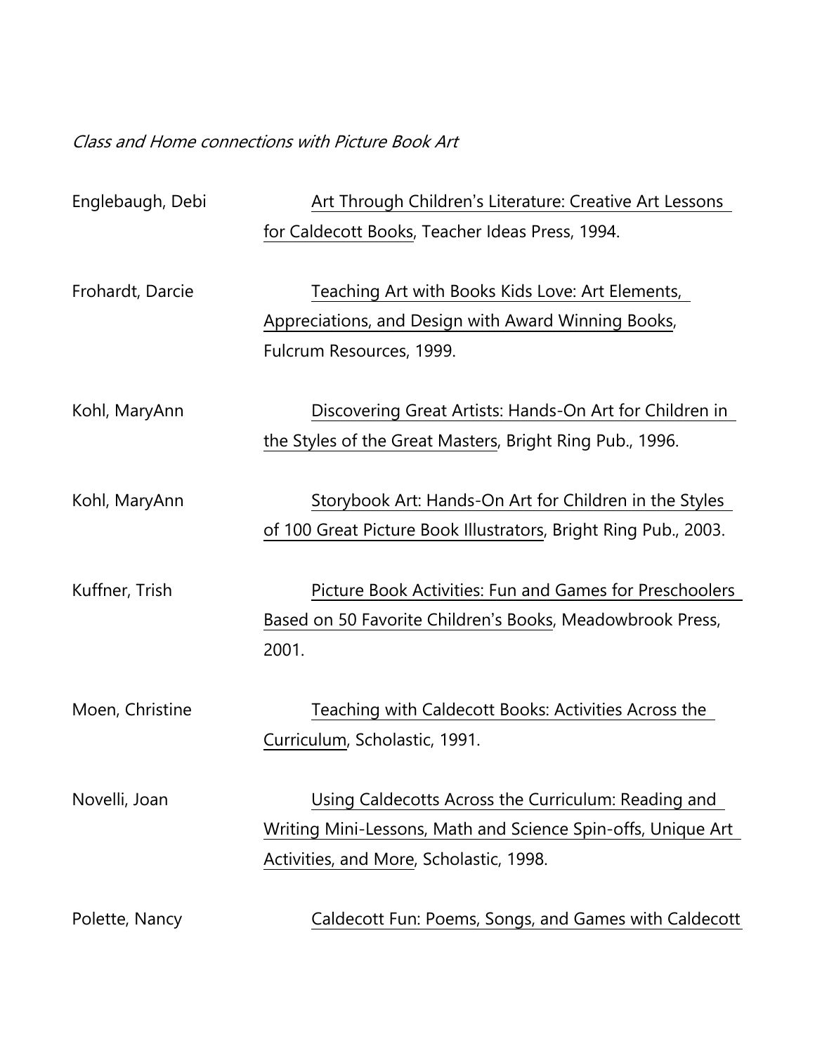*Class and Home connections with Picture Book Art*

Englebaugh, Debi — Art Through Children's Literature: Creative Art Lessons for Caldecott Books, Teacher Ideas Press, 1994.

Frohardt, Darcie — Teaching Art with Books Kids Love: Art Elements, Appreciations, and Design with Award Winning Books, Fulcrum Resources, 1999.

Kohl, MaryAnn — Discovering Great Artists: Hands-On Art for Children in the Styles of the Great Masters, Bright Ring Pub., 1996.

Kohl, MaryAnn — Storybook Art: Hands-On Art for Children in the Styles of 100 Great Picture Book Illustrators, Bright Ring Pub., 2003.

Kuffner, Trish — Picture Book Activities: Fun and Games for Preschoolers Based on 50 Favorite Children's Books, Meadowbrook Press, 2001.

Moen, Christine — Teaching with Caldecott Books: Activities Across the Curriculum, Scholastic, 1991.

Novelli, Joan — Using Caldecotts Across the Curriculum: Reading and Writing Mini-Lessons, Math and Science Spin-offs, Unique Art Activities, and More, Scholastic, 1998.

Polette, Nancy — Caldecott Fun: Poems, Songs, and Games with Caldecott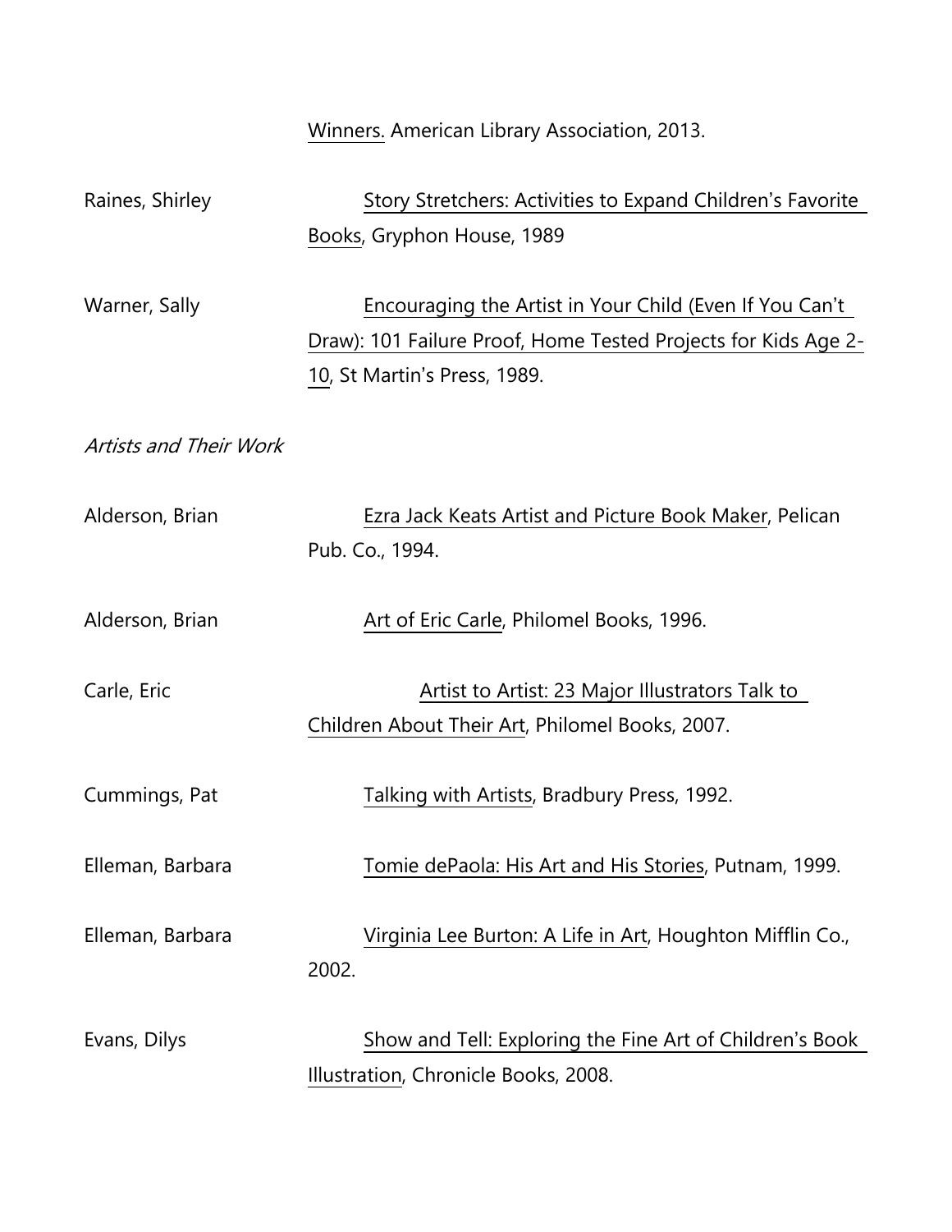Winners. American Library Association, 2013.

Raines, Shirley — Story Stretchers: Activities to Expand Children's Favorite Books, Gryphon House, 1989

Warner, Sally — Encouraging the Artist in Your Child (Even If You Can't Draw): 101 Failure Proof, Home Tested Projects for Kids Age 2-10, St Martin's Press, 1989.

*Artists and Their Work*

Alderson, Brian — Ezra Jack Keats Artist and Picture Book Maker, Pelican Pub. Co., 1994.

Alderson, Brian — Art of Eric Carle, Philomel Books, 1996.

Carle, Eric — Artist to Artist: 23 Major Illustrators Talk to Children About Their Art, Philomel Books, 2007.

Cummings, Pat — Talking with Artists, Bradbury Press, 1992.

Elleman, Barbara — Tomie dePaola: His Art and His Stories, Putnam, 1999.

Elleman, Barbara — Virginia Lee Burton: A Life in Art, Houghton Mifflin Co., 2002.

Evans, Dilys — Show and Tell: Exploring the Fine Art of Children's Book Illustration, Chronicle Books, 2008.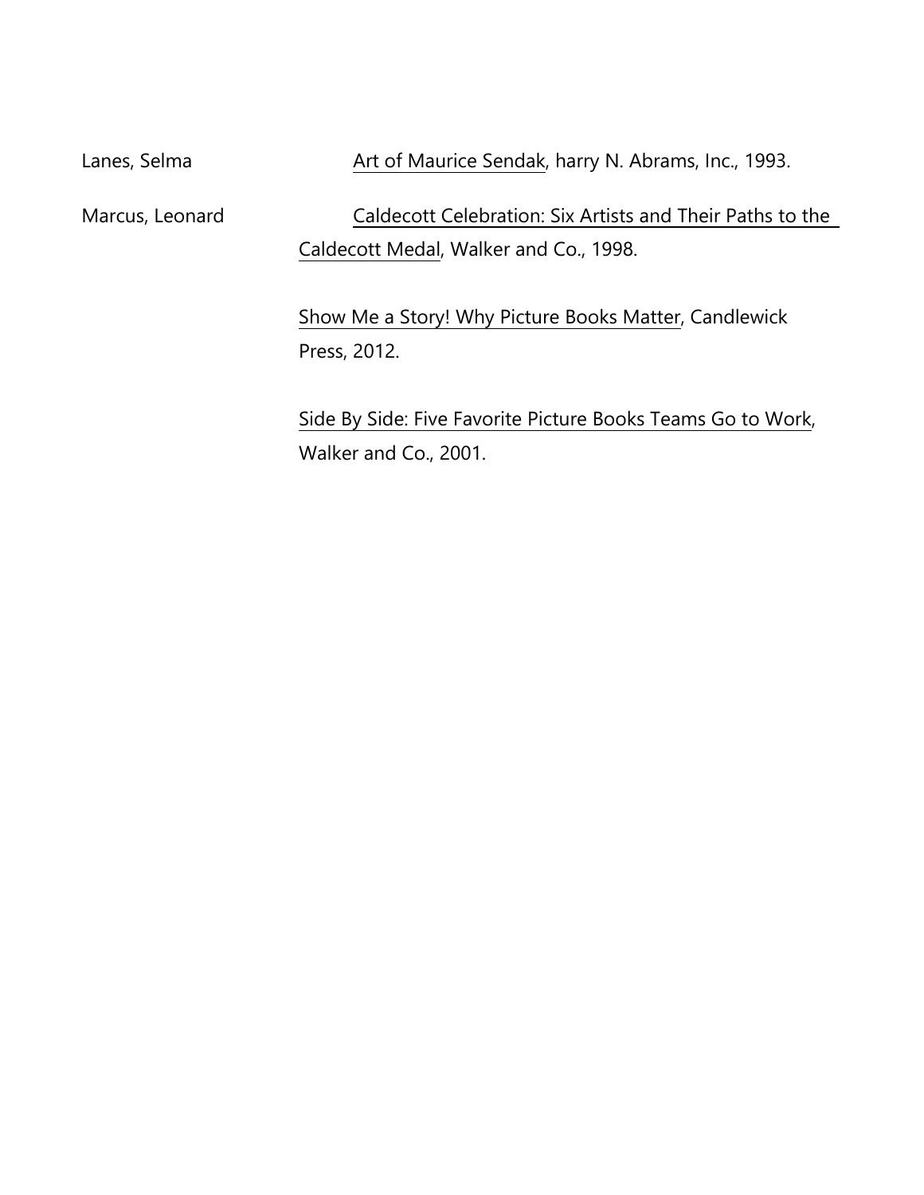Lanes, Selma — <u>Art of Maurice Sendak</u>, harry N. Abrams, Inc., 1993.

Marcus, Leonard — <u>Caldecott Celebration: Six Artists and Their Paths to the Caldecott Medal</u>, Walker and Co., 1998.

<u>Show Me a Story! Why Picture Books Matter</u>, Candlewick Press, 2012.

<u>Side By Side: Five Favorite Picture Books Teams Go to Work</u>, Walker and Co., 2001.